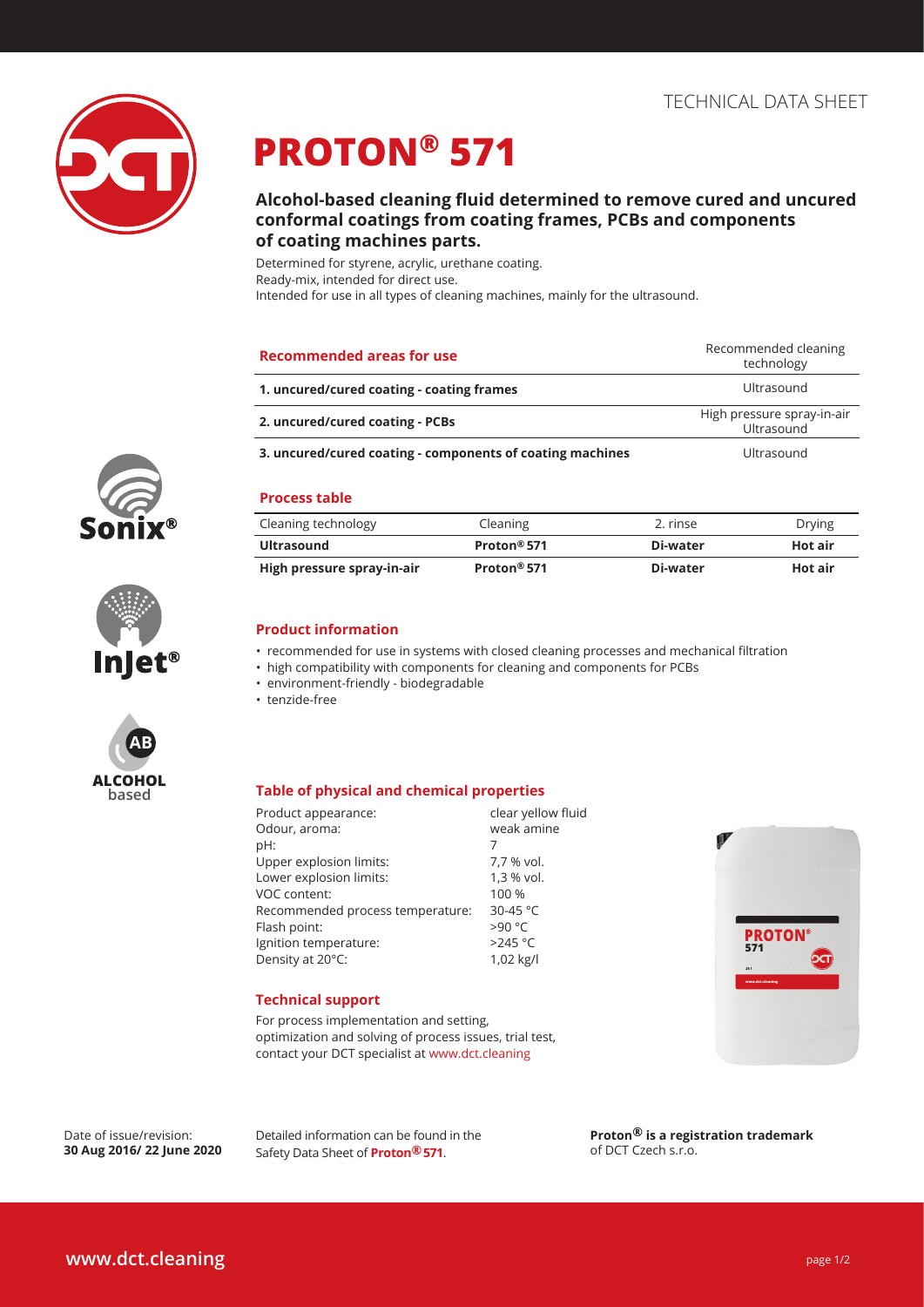TECHNICAL DATA SHEET

# PROTON® 571

## Alcohol-based cleaning fluid determined to remove cured and uncured conformal coatings from coating frames, PCBs and components of coating machines parts.

Determined for styrene, acrylic, urethane coating.
Ready-mix, intended for direct use.
Intended for use in all types of cleaning machines, mainly for the ultrasound.

| **Recommended areas for use** | Recommended cleaning technology |
|---|---|
| **1. uncured/cured coating - coating frames** | Ultrasound |
| **2. uncured/cured coating - PCBs** | High pressure spray-in-air Ultrasound |
| **3. uncured/cured coating - components of coating machines** | Ultrasound |

### Process table

| Cleaning technology | Cleaning | 2. rinse | Drying |
|---|---|---|---|
| **Ultrasound** | **Proton® 571** | **Di-water** | **Hot air** |
| **High pressure spray-in-air** | **Proton® 571** | **Di-water** | **Hot air** |

### Product information

- recommended for use in systems with closed cleaning processes and mechanical filtration
- high compatibility with components for cleaning and components for PCBs
- environment-friendly - biodegradable
- tenzide-free

### Table of physical and chemical properties

| Property | Value |
|---|---|
| Product appearance: | clear yellow fluid |
| Odour, aroma: | weak amine |
| pH: | 7 |
| Upper explosion limits: | 7,7 % vol. |
| Lower explosion limits: | 1,3 % vol. |
| VOC content: | 100 % |
| Recommended process temperature: | 30-45 °C |
| Flash point: | >90 °C |
| Ignition temperature: | >245 °C |
| Density at 20°C: | 1,02 kg/l |

### Technical support

For process implementation and setting, optimization and solving of process issues, trial test, contact your DCT specialist at www.dct.cleaning

Date of issue/revision:
**30 Aug 2016/ 22 June 2020**

Detailed information can be found in the Safety Data Sheet of **Proton® 571**.

**Proton® is a registration trademark** of DCT Czech s.r.o.

**www.dct.cleaning**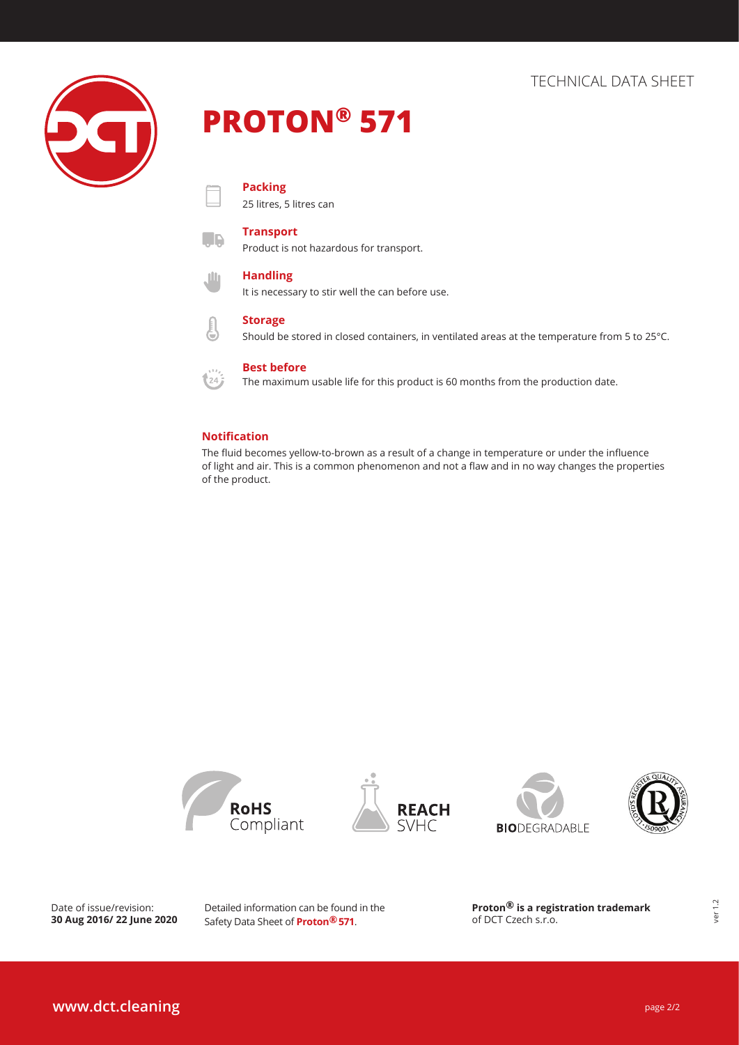TECHNICAL DATA SHEET

# PROTON® 571

### Packing
25 litres, 5 litres can

### Transport
Product is not hazardous for transport.

### Handling
It is necessary to stir well the can before use.

### Storage
Should be stored in closed containers, in ventilated areas at the temperature from 5 to 25°C.

### Best before
The maximum usable life for this product is 60 months from the production date.

### Notification
The fluid becomes yellow-to-brown as a result of a change in temperature or under the influence of light and air. This is a common phenomenon and not a flaw and in no way changes the properties of the product.

RoHS Compliant

REACH SVHC

BIODEGRADABLE

Date of issue/revision:
**30 Aug 2016/ 22 June 2020**

Detailed information can be found in the Safety Data Sheet of **Proton® 571**.

**Proton® is a registration trademark** of DCT Czech s.r.o.

ver 1.2

www.dct.cleaning